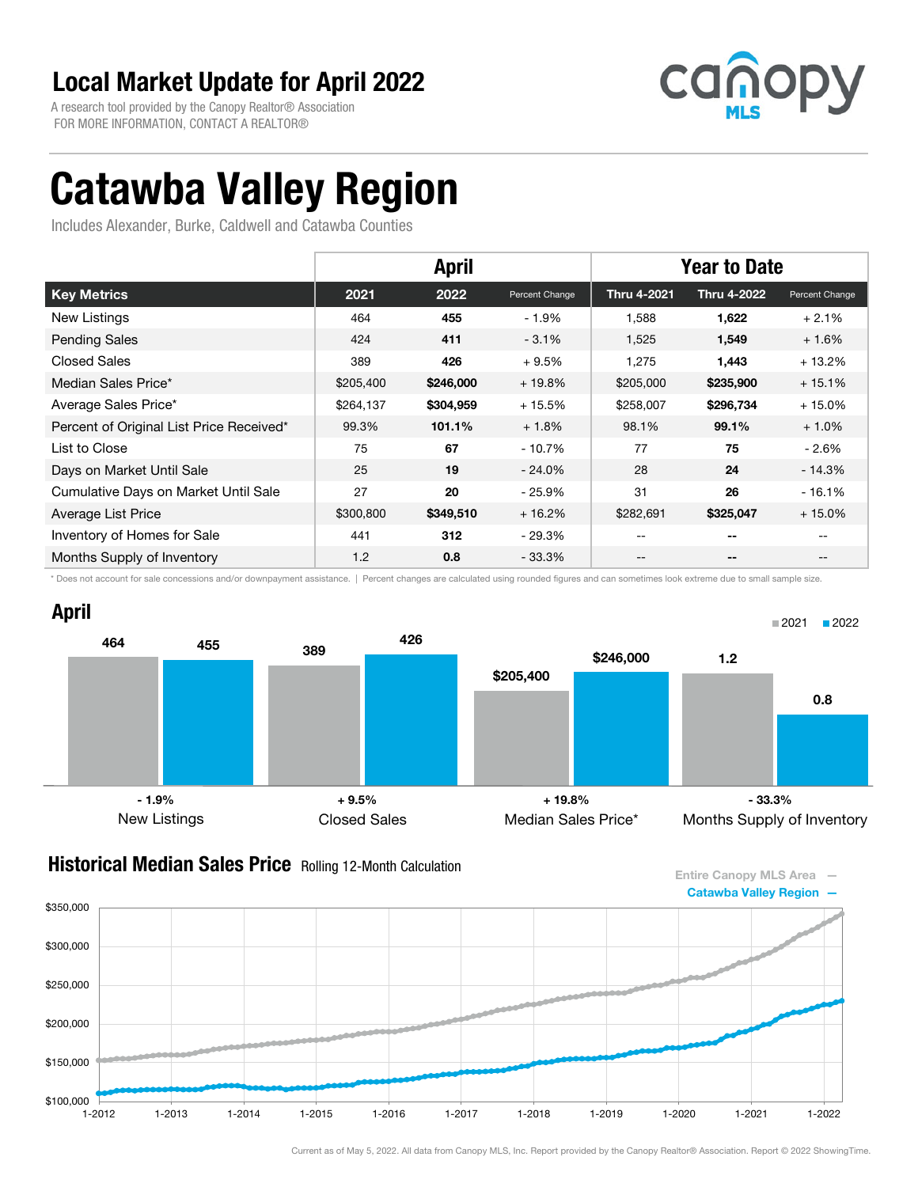# Local Market Update for April 2022

A research tool provided by the Canopy Realtor® Association
FOR MORE INFORMATION, CONTACT A REALTOR®

canopy MLS

# Catawba Valley Region

Includes Alexander, Burke, Caldwell and Catawba Counties

| | April | | | Year to Date | | |
|---|---|---|---|---|---|---|
| **Key Metrics** | **2021** | **2022** | **Percent Change** | **Thru 4-2021** | **Thru 4-2022** | **Percent Change** |
| New Listings | 464 | **455** | - 1.9% | 1,588 | **1,622** | + 2.1% |
| Pending Sales | 424 | **411** | - 3.1% | 1,525 | **1,549** | + 1.6% |
| Closed Sales | 389 | **426** | + 9.5% | 1,275 | **1,443** | + 13.2% |
| Median Sales Price* | $205,400 | **$246,000** | + 19.8% | $205,000 | **$235,900** | + 15.1% |
| Average Sales Price* | $264,137 | **$304,959** | + 15.5% | $258,007 | **$296,734** | + 15.0% |
| Percent of Original List Price Received* | 99.3% | **101.1%** | + 1.8% | 98.1% | **99.1%** | + 1.0% |
| List to Close | 75 | **67** | - 10.7% | 77 | **75** | - 2.6% |
| Days on Market Until Sale | 25 | **19** | - 24.0% | 28 | **24** | - 14.3% |
| Cumulative Days on Market Until Sale | 27 | **20** | - 25.9% | 31 | **26** | - 16.1% |
| Average List Price | $300,800 | **$349,510** | + 16.2% | $282,691 | **$325,047** | + 15.0% |
| Inventory of Homes for Sale | 441 | **312** | - 29.3% | -- | -- | -- |
| Months Supply of Inventory | 1.2 | **0.8** | - 33.3% | -- | -- | -- |

\* Does not account for sale concessions and/or downpayment assistance. | Percent changes are calculated using rounded figures and can sometimes look extreme due to small sample size.

## April

| | 2021 | 2022 | Change |
|---|---|---|---|
| New Listings | 464 | 455 | - 1.9% |
| Closed Sales | 389 | 426 | + 9.5% |
| Median Sales Price* | $205,400 | $246,000 | + 19.8% |
| Months Supply of Inventory | 1.2 | 0.8 | - 33.3% |

## Historical Median Sales Price Rolling 12-Month Calculation

Entire Canopy MLS Area —
Catawba Valley Region —

Current as of May 5, 2022. All data from Canopy MLS, Inc. Report provided by the Canopy Realtor® Association. Report © 2022 ShowingTime.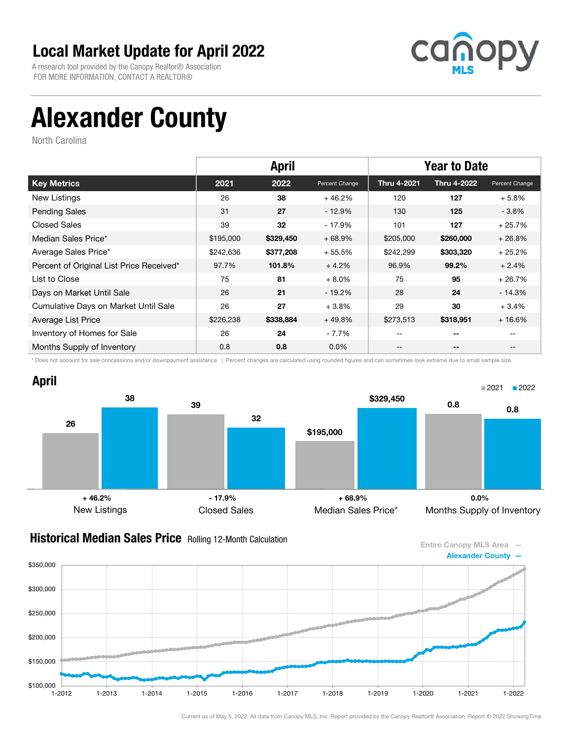# Local Market Update for April 2022

A research tool provided by the Canopy Realtor® Association
FOR MORE INFORMATION, CONTACT A REALTOR®

# Alexander County

North Carolina

| | April | | | Year to Date | | |
|---|---|---|---|---|---|---|
| **Key Metrics** | **2021** | **2022** | **Percent Change** | **Thru 4-2021** | **Thru 4-2022** | **Percent Change** |
| New Listings | 26 | **38** | + 46.2% | 120 | **127** | + 5.8% |
| Pending Sales | 31 | **27** | - 12.9% | 130 | **125** | - 3.8% |
| Closed Sales | 39 | **32** | - 17.9% | 101 | **127** | + 25.7% |
| Median Sales Price* | $195,000 | **$329,450** | + 68.9% | $205,000 | **$260,000** | + 26.8% |
| Average Sales Price* | $242,636 | **$377,208** | + 55.5% | $242,299 | **$303,320** | + 25.2% |
| Percent of Original List Price Received* | 97.7% | **101.8%** | + 4.2% | 96.9% | **99.2%** | + 2.4% |
| List to Close | 75 | **81** | + 8.0% | 75 | **95** | + 26.7% |
| Days on Market Until Sale | 26 | **21** | - 19.2% | 28 | **24** | - 14.3% |
| Cumulative Days on Market Until Sale | 26 | **27** | + 3.8% | 29 | **30** | + 3.4% |
| Average List Price | $226,238 | **$338,884** | + 49.8% | $273,513 | **$318,951** | + 16.6% |
| Inventory of Homes for Sale | 26 | **24** | - 7.7% | -- | -- | -- |
| Months Supply of Inventory | 0.8 | **0.8** | 0.0% | -- | -- | -- |

\* Does not account for sale concessions and/or downpayment assistance. | Percent changes are calculated using rounded figures and can sometimes look extreme due to small sample size.

## April

| | 2021 | 2022 | Change |
|---|---|---|---|
| New Listings | 26 | 38 | + 46.2% |
| Closed Sales | 39 | 32 | - 17.9% |
| Median Sales Price* | $195,000 | $329,450 | + 68.9% |
| Months Supply of Inventory | 0.8 | 0.8 | 0.0% |

## Historical Median Sales Price

Rolling 12-Month Calculation

Entire Canopy MLS Area —
Alexander County —

Current as of May 5, 2022. All data from Canopy MLS, Inc. Report provided by the Canopy Realtor® Association. Report © 2022 ShowingTime.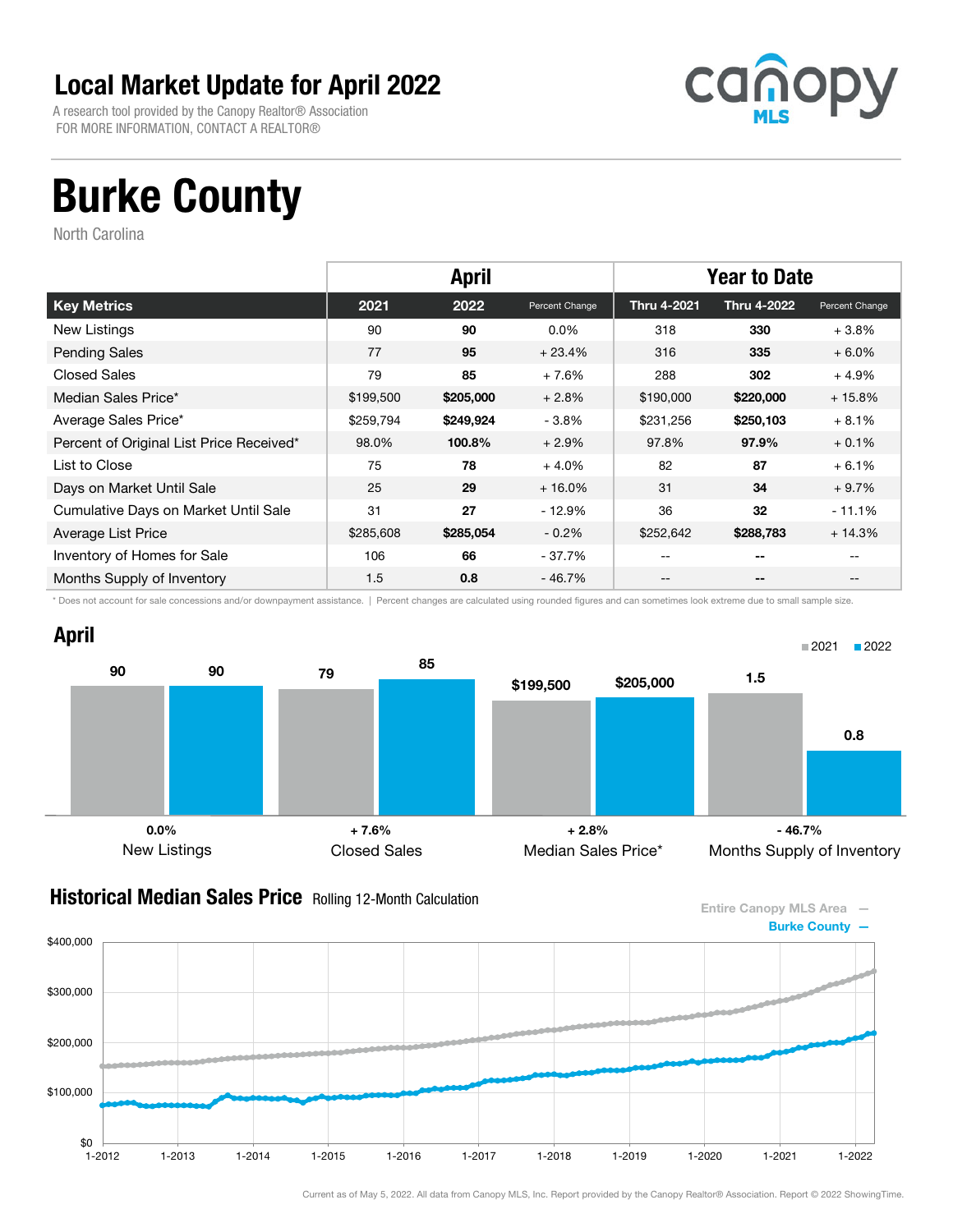# Local Market Update for April 2022

A research tool provided by the Canopy Realtor® Association
FOR MORE INFORMATION, CONTACT A REALTOR®

canopy MLS

# Burke County

North Carolina

| | April | | | Year to Date | | |
|---|---|---|---|---|---|---|
| **Key Metrics** | **2021** | **2022** | **Percent Change** | **Thru 4-2021** | **Thru 4-2022** | **Percent Change** |
| New Listings | 90 | **90** | 0.0% | 318 | **330** | + 3.8% |
| Pending Sales | 77 | **95** | + 23.4% | 316 | **335** | + 6.0% |
| Closed Sales | 79 | **85** | + 7.6% | 288 | **302** | + 4.9% |
| Median Sales Price* | $199,500 | **$205,000** | + 2.8% | $190,000 | **$220,000** | + 15.8% |
| Average Sales Price* | $259,794 | **$249,924** | - 3.8% | $231,256 | **$250,103** | + 8.1% |
| Percent of Original List Price Received* | 98.0% | **100.8%** | + 2.9% | 97.8% | **97.9%** | + 0.1% |
| List to Close | 75 | **78** | + 4.0% | 82 | **87** | + 6.1% |
| Days on Market Until Sale | 25 | **29** | + 16.0% | 31 | **34** | + 9.7% |
| Cumulative Days on Market Until Sale | 31 | **27** | - 12.9% | 36 | **32** | - 11.1% |
| Average List Price | $285,608 | **$285,054** | - 0.2% | $252,642 | **$288,783** | + 14.3% |
| Inventory of Homes for Sale | 106 | **66** | - 37.7% | -- | **--** | -- |
| Months Supply of Inventory | 1.5 | **0.8** | - 46.7% | -- | **--** | -- |

\* Does not account for sale concessions and/or downpayment assistance. | Percent changes are calculated using rounded figures and can sometimes look extreme due to small sample size.

## April

| | 2021 | 2022 | Change |
|---|---|---|---|
| New Listings | 90 | 90 | 0.0% |
| Closed Sales | 79 | 85 | + 7.6% |
| Median Sales Price* | $199,500 | $205,000 | + 2.8% |
| Months Supply of Inventory | 1.5 | 0.8 | - 46.7% |

## Historical Median Sales Price Rolling 12-Month Calculation

Entire Canopy MLS Area —
Burke County —

Current as of May 5, 2022. All data from Canopy MLS, Inc. Report provided by the Canopy Realtor® Association. Report © 2022 ShowingTime.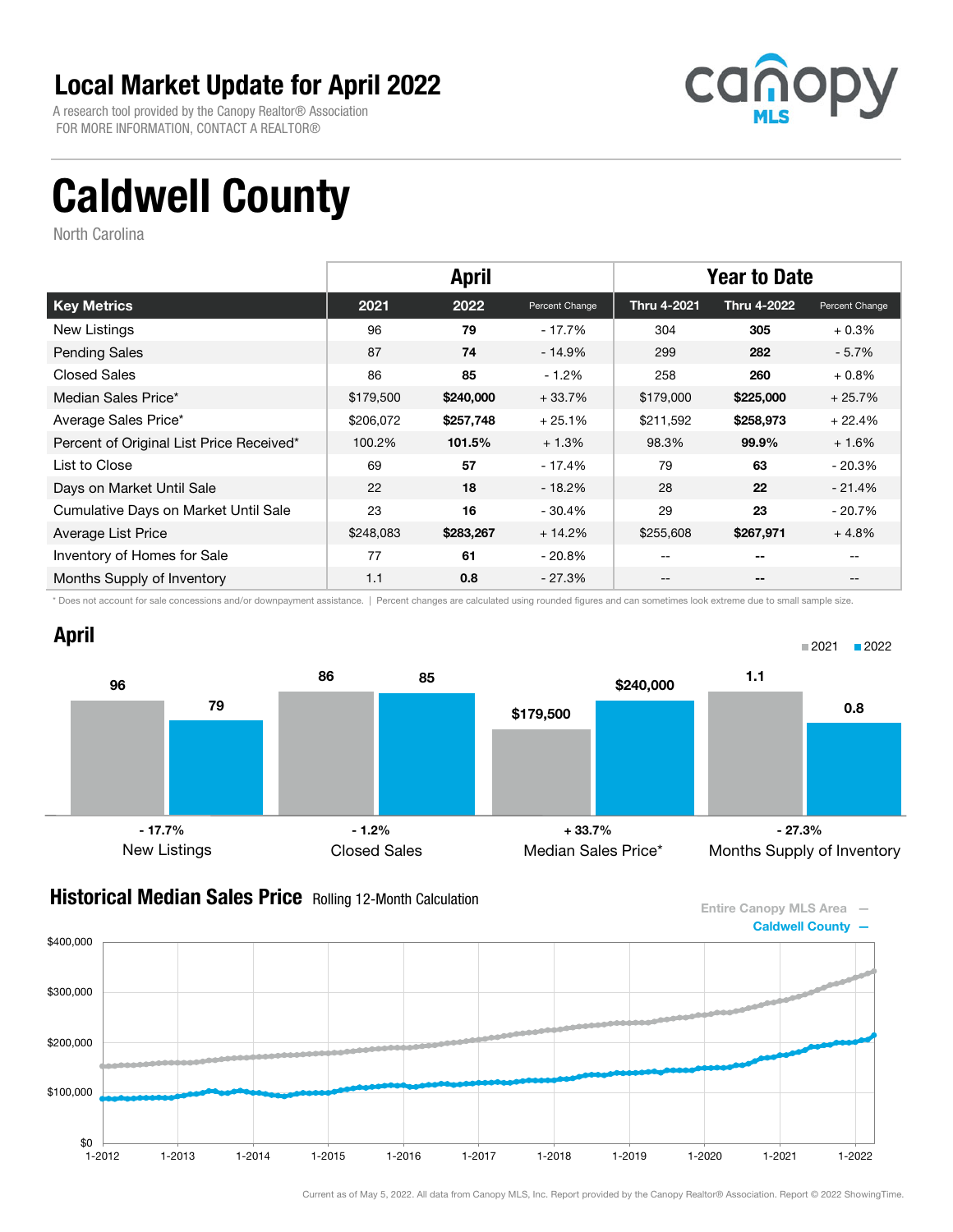# Local Market Update for April 2022

A research tool provided by the Canopy Realtor® Association
FOR MORE INFORMATION, CONTACT A REALTOR®

# Caldwell County

North Carolina

| | April | | | Year to Date | | |
|---|---|---|---|---|---|---|
| **Key Metrics** | **2021** | **2022** | **Percent Change** | **Thru 4-2021** | **Thru 4-2022** | **Percent Change** |
| New Listings | 96 | **79** | - 17.7% | 304 | **305** | + 0.3% |
| Pending Sales | 87 | **74** | - 14.9% | 299 | **282** | - 5.7% |
| Closed Sales | 86 | **85** | - 1.2% | 258 | **260** | + 0.8% |
| Median Sales Price* | $179,500 | **$240,000** | + 33.7% | $179,000 | **$225,000** | + 25.7% |
| Average Sales Price* | $206,072 | **$257,748** | + 25.1% | $211,592 | **$258,973** | + 22.4% |
| Percent of Original List Price Received* | 100.2% | **101.5%** | + 1.3% | 98.3% | **99.9%** | + 1.6% |
| List to Close | 69 | **57** | - 17.4% | 79 | **63** | - 20.3% |
| Days on Market Until Sale | 22 | **18** | - 18.2% | 28 | **22** | - 21.4% |
| Cumulative Days on Market Until Sale | 23 | **16** | - 30.4% | 29 | **23** | - 20.7% |
| Average List Price | $248,083 | **$283,267** | + 14.2% | $255,608 | **$267,971** | + 4.8% |
| Inventory of Homes for Sale | 77 | **61** | - 20.8% | -- | **--** | -- |
| Months Supply of Inventory | 1.1 | **0.8** | - 27.3% | -- | **--** | -- |

\* Does not account for sale concessions and/or downpayment assistance. | Percent changes are calculated using rounded figures and can sometimes look extreme due to small sample size.

## April

| | 2021 | 2022 | Change |
|---|---|---|---|
| New Listings | 96 | 79 | - 17.7% |
| Closed Sales | 86 | 85 | - 1.2% |
| Median Sales Price* | $179,500 | $240,000 | + 33.7% |
| Months Supply of Inventory | 1.1 | 0.8 | - 27.3% |

## Historical Median Sales Price Rolling 12-Month Calculation

Entire Canopy MLS Area —
Caldwell County —

Current as of May 5, 2022. All data from Canopy MLS, Inc. Report provided by the Canopy Realtor® Association. Report © 2022 ShowingTime.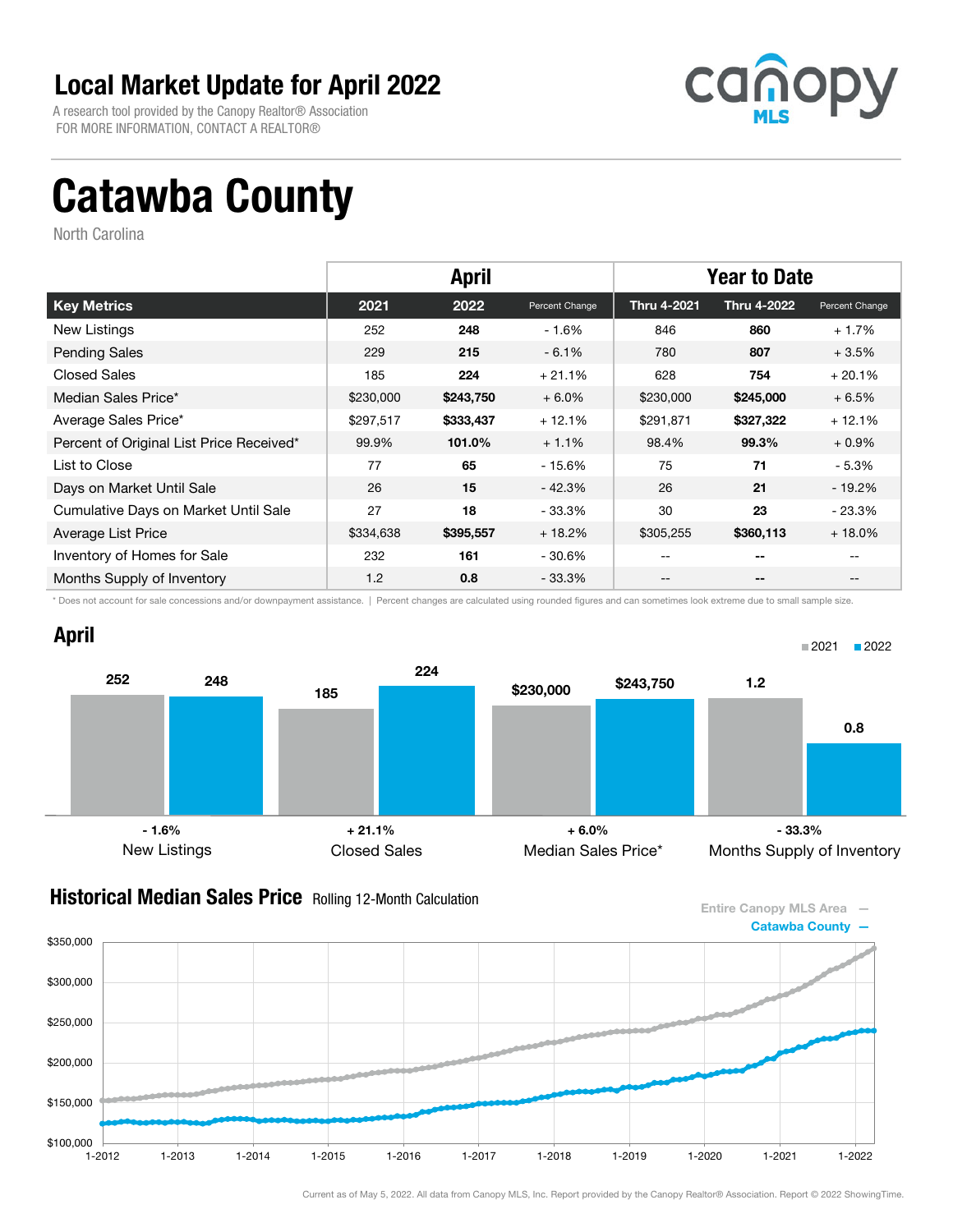# Local Market Update for April 2022

A research tool provided by the Canopy Realtor® Association
FOR MORE INFORMATION, CONTACT A REALTOR®

# Catawba County

North Carolina

| | April | | | Year to Date | | |
|---|---|---|---|---|---|---|
| **Key Metrics** | **2021** | **2022** | **Percent Change** | **Thru 4-2021** | **Thru 4-2022** | **Percent Change** |
| New Listings | 252 | **248** | - 1.6% | 846 | **860** | + 1.7% |
| Pending Sales | 229 | **215** | - 6.1% | 780 | **807** | + 3.5% |
| Closed Sales | 185 | **224** | + 21.1% | 628 | **754** | + 20.1% |
| Median Sales Price* | $230,000 | **$243,750** | + 6.0% | $230,000 | **$245,000** | + 6.5% |
| Average Sales Price* | $297,517 | **$333,437** | + 12.1% | $291,871 | **$327,322** | + 12.1% |
| Percent of Original List Price Received* | 99.9% | **101.0%** | + 1.1% | 98.4% | **99.3%** | + 0.9% |
| List to Close | 77 | **65** | - 15.6% | 75 | **71** | - 5.3% |
| Days on Market Until Sale | 26 | **15** | - 42.3% | 26 | **21** | - 19.2% |
| Cumulative Days on Market Until Sale | 27 | **18** | - 33.3% | 30 | **23** | - 23.3% |
| Average List Price | $334,638 | **$395,557** | + 18.2% | $305,255 | **$360,113** | + 18.0% |
| Inventory of Homes for Sale | 232 | **161** | - 30.6% | -- | **--** | -- |
| Months Supply of Inventory | 1.2 | **0.8** | - 33.3% | -- | **--** | -- |

* Does not account for sale concessions and/or downpayment assistance. | Percent changes are calculated using rounded figures and can sometimes look extreme due to small sample size.

## April

| | 2021 | 2022 | Change |
|---|---|---|---|
| New Listings | 252 | 248 | - 1.6% |
| Closed Sales | 185 | 224 | + 21.1% |
| Median Sales Price* | $230,000 | $243,750 | + 6.0% |
| Months Supply of Inventory | 1.2 | 0.8 | - 33.3% |

## Historical Median Sales Price Rolling 12-Month Calculation

Entire Canopy MLS Area —
Catawba County —

Current as of May 5, 2022. All data from Canopy MLS, Inc. Report provided by the Canopy Realtor® Association. Report © 2022 ShowingTime.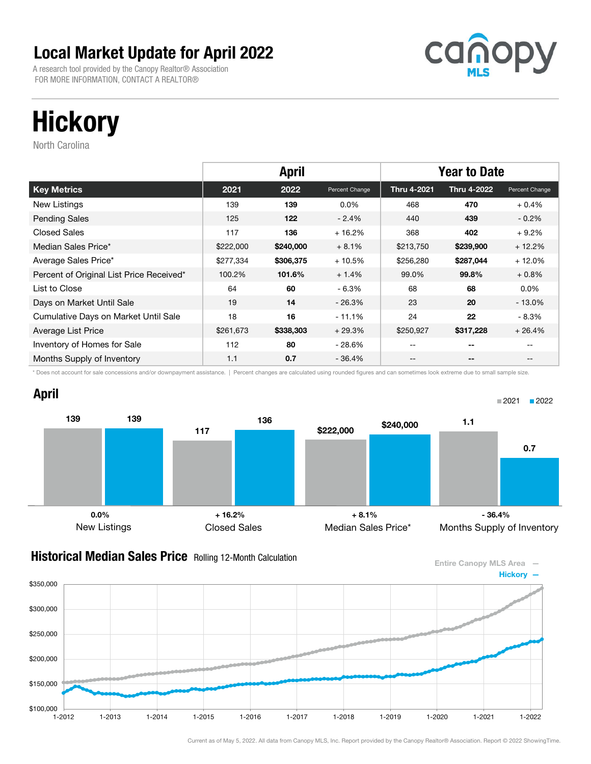# Local Market Update for April 2022

A research tool provided by the Canopy Realtor® Association
FOR MORE INFORMATION, CONTACT A REALTOR®

# Hickory

North Carolina

| Key Metrics | April 2021 | April 2022 | Percent Change | Thru 4-2021 | Thru 4-2022 | Percent Change |
|---|---|---|---|---|---|---|
| New Listings | 139 | **139** | 0.0% | 468 | **470** | + 0.4% |
| Pending Sales | 125 | **122** | - 2.4% | 440 | **439** | - 0.2% |
| Closed Sales | 117 | **136** | + 16.2% | 368 | **402** | + 9.2% |
| Median Sales Price* | $222,000 | **$240,000** | + 8.1% | $213,750 | **$239,900** | + 12.2% |
| Average Sales Price* | $277,334 | **$306,375** | + 10.5% | $256,280 | **$287,044** | + 12.0% |
| Percent of Original List Price Received* | 100.2% | **101.6%** | + 1.4% | 99.0% | **99.8%** | + 0.8% |
| List to Close | 64 | **60** | - 6.3% | 68 | **68** | 0.0% |
| Days on Market Until Sale | 19 | **14** | - 26.3% | 23 | **20** | - 13.0% |
| Cumulative Days on Market Until Sale | 18 | **16** | - 11.1% | 24 | **22** | - 8.3% |
| Average List Price | $261,673 | **$338,303** | + 29.3% | $250,927 | **$317,228** | + 26.4% |
| Inventory of Homes for Sale | 112 | **80** | - 28.6% | -- | **--** | -- |
| Months Supply of Inventory | 1.1 | **0.7** | - 36.4% | -- | **--** | -- |

\* Does not account for sale concessions and/or downpayment assistance. | Percent changes are calculated using rounded figures and can sometimes look extreme due to small sample size.

## April

| | 2021 | 2022 | Change |
|---|---|---|---|
| New Listings | 139 | 139 | 0.0% |
| Closed Sales | 117 | 136 | + 16.2% |
| Median Sales Price* | $222,000 | $240,000 | + 8.1% |
| Months Supply of Inventory | 1.1 | 0.7 | - 36.4% |

## Historical Median Sales Price Rolling 12-Month Calculation

Entire Canopy MLS Area —
Hickory —

Current as of May 5, 2022. All data from Canopy MLS, Inc. Report provided by the Canopy Realtor® Association. Report © 2022 ShowingTime.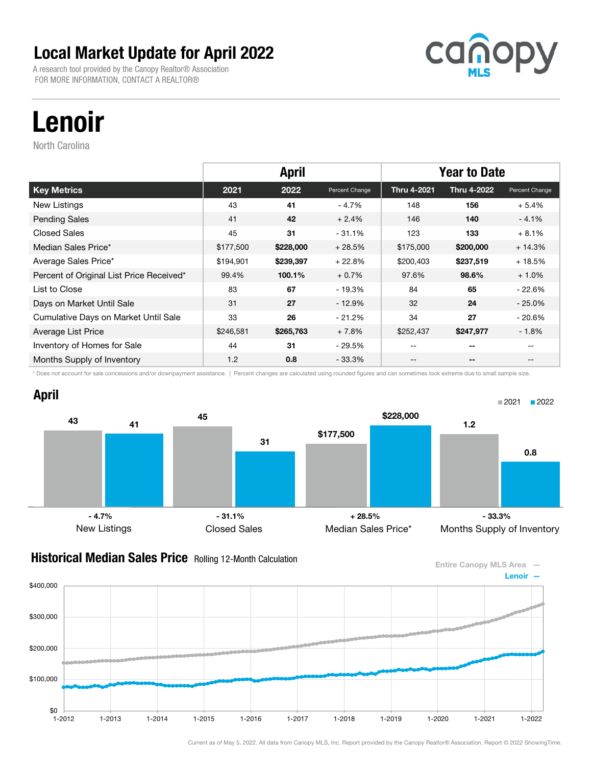# Local Market Update for April 2022

A research tool provided by the Canopy Realtor® Association
FOR MORE INFORMATION, CONTACT A REALTOR®

# Lenoir

North Carolina

| | April | | | Year to Date | | |
|---|---|---|---|---|---|---|
| **Key Metrics** | **2021** | **2022** | **Percent Change** | **Thru 4-2021** | **Thru 4-2022** | **Percent Change** |
| New Listings | 43 | **41** | - 4.7% | 148 | **156** | + 5.4% |
| Pending Sales | 41 | **42** | + 2.4% | 146 | **140** | - 4.1% |
| Closed Sales | 45 | **31** | - 31.1% | 123 | **133** | + 8.1% |
| Median Sales Price* | $177,500 | **$228,000** | + 28.5% | $175,000 | **$200,000** | + 14.3% |
| Average Sales Price* | $194,901 | **$239,397** | + 22.8% | $200,403 | **$237,519** | + 18.5% |
| Percent of Original List Price Received* | 99.4% | **100.1%** | + 0.7% | 97.6% | **98.6%** | + 1.0% |
| List to Close | 83 | **67** | - 19.3% | 84 | **65** | - 22.6% |
| Days on Market Until Sale | 31 | **27** | - 12.9% | 32 | **24** | - 25.0% |
| Cumulative Days on Market Until Sale | 33 | **26** | - 21.2% | 34 | **27** | - 20.6% |
| Average List Price | $246,581 | **$265,763** | + 7.8% | $252,437 | **$247,977** | - 1.8% |
| Inventory of Homes for Sale | 44 | **31** | - 29.5% | -- | -- | -- |
| Months Supply of Inventory | 1.2 | **0.8** | - 33.3% | -- | -- | -- |

\* Does not account for sale concessions and/or downpayment assistance. | Percent changes are calculated using rounded figures and can sometimes look extreme due to small sample size.

## April

| | 2021 | 2022 | Change |
|---|---|---|---|
| New Listings | 43 | 41 | - 4.7% |
| Closed Sales | 45 | 31 | - 31.1% |
| Median Sales Price* | $177,500 | $228,000 | + 28.5% |
| Months Supply of Inventory | 1.2 | 0.8 | - 33.3% |

## Historical Median Sales Price Rolling 12-Month Calculation

Entire Canopy MLS Area —
Lenoir —

Current as of May 5, 2022. All data from Canopy MLS, Inc. Report provided by the Canopy Realtor® Association. Report © 2022 ShowingTime.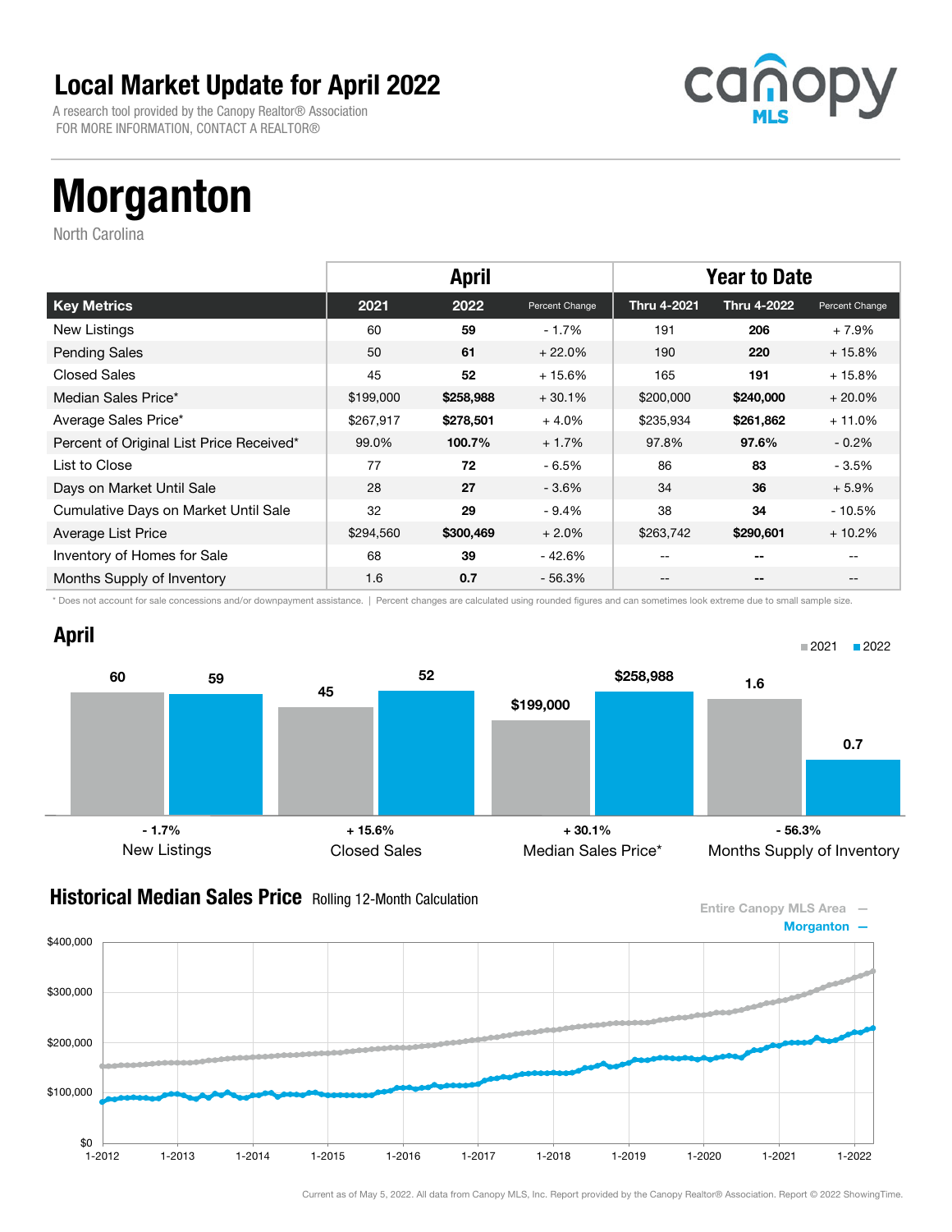# Local Market Update for April 2022

A research tool provided by the Canopy Realtor® Association
FOR MORE INFORMATION, CONTACT A REALTOR®

# Morganton

North Carolina

| | April | | | Year to Date | | |
|---|---|---|---|---|---|---|
| **Key Metrics** | **2021** | **2022** | **Percent Change** | **Thru 4-2021** | **Thru 4-2022** | **Percent Change** |
| New Listings | 60 | **59** | - 1.7% | 191 | **206** | + 7.9% |
| Pending Sales | 50 | **61** | + 22.0% | 190 | **220** | + 15.8% |
| Closed Sales | 45 | **52** | + 15.6% | 165 | **191** | + 15.8% |
| Median Sales Price* | $199,000 | **$258,988** | + 30.1% | $200,000 | **$240,000** | + 20.0% |
| Average Sales Price* | $267,917 | **$278,501** | + 4.0% | $235,934 | **$261,862** | + 11.0% |
| Percent of Original List Price Received* | 99.0% | **100.7%** | + 1.7% | 97.8% | **97.6%** | - 0.2% |
| List to Close | 77 | **72** | - 6.5% | 86 | **83** | - 3.5% |
| Days on Market Until Sale | 28 | **27** | - 3.6% | 34 | **36** | + 5.9% |
| Cumulative Days on Market Until Sale | 32 | **29** | - 9.4% | 38 | **34** | - 10.5% |
| Average List Price | $294,560 | **$300,469** | + 2.0% | $263,742 | **$290,601** | + 10.2% |
| Inventory of Homes for Sale | 68 | **39** | - 42.6% | -- | **--** | -- |
| Months Supply of Inventory | 1.6 | **0.7** | - 56.3% | -- | **--** | -- |

* Does not account for sale concessions and/or downpayment assistance. | Percent changes are calculated using rounded figures and can sometimes look extreme due to small sample size.

## April

| | 2021 | 2022 | Percent Change |
|---|---|---|---|
| New Listings | 60 | 59 | - 1.7% |
| Closed Sales | 45 | 52 | + 15.6% |
| Median Sales Price* | $199,000 | $258,988 | + 30.1% |
| Months Supply of Inventory | 1.6 | 0.7 | - 56.3% |

## Historical Median Sales Price Rolling 12-Month Calculation

Entire Canopy MLS Area —
Morganton —

Current as of May 5, 2022. All data from Canopy MLS, Inc. Report provided by the Canopy Realtor® Association. Report © 2022 ShowingTime.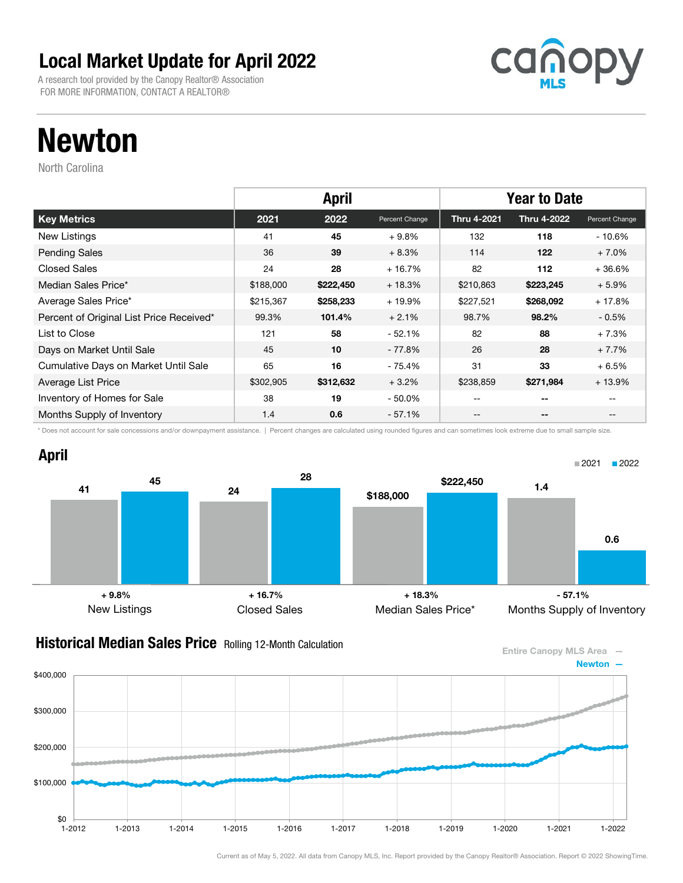# Local Market Update for April 2022

A research tool provided by the Canopy Realtor® Association
FOR MORE INFORMATION, CONTACT A REALTOR®

canopy MLS

# Newton

North Carolina

| | April | | | Year to Date | | |
|---|---|---|---|---|---|---|
| **Key Metrics** | **2021** | **2022** | **Percent Change** | **Thru 4-2021** | **Thru 4-2022** | **Percent Change** |
| New Listings | 41 | **45** | + 9.8% | 132 | **118** | - 10.6% |
| Pending Sales | 36 | **39** | + 8.3% | 114 | **122** | + 7.0% |
| Closed Sales | 24 | **28** | + 16.7% | 82 | **112** | + 36.6% |
| Median Sales Price* | $188,000 | **$222,450** | + 18.3% | $210,863 | **$223,245** | + 5.9% |
| Average Sales Price* | $215,367 | **$258,233** | + 19.9% | $227,521 | **$268,092** | + 17.8% |
| Percent of Original List Price Received* | 99.3% | **101.4%** | + 2.1% | 98.7% | **98.2%** | - 0.5% |
| List to Close | 121 | **58** | - 52.1% | 82 | **88** | + 7.3% |
| Days on Market Until Sale | 45 | **10** | - 77.8% | 26 | **28** | + 7.7% |
| Cumulative Days on Market Until Sale | 65 | **16** | - 75.4% | 31 | **33** | + 6.5% |
| Average List Price | $302,905 | **$312,632** | + 3.2% | $238,859 | **$271,984** | + 13.9% |
| Inventory of Homes for Sale | 38 | **19** | - 50.0% | -- | **--** | -- |
| Months Supply of Inventory | 1.4 | **0.6** | - 57.1% | -- | **--** | -- |

\* Does not account for sale concessions and/or downpayment assistance. | Percent changes are calculated using rounded figures and can sometimes look extreme due to small sample size.

## April

| | 2021 | 2022 | Change |
|---|---|---|---|
| New Listings | 41 | 45 | + 9.8% |
| Closed Sales | 24 | 28 | + 16.7% |
| Median Sales Price* | $188,000 | $222,450 | + 18.3% |
| Months Supply of Inventory | 1.4 | 0.6 | - 57.1% |

## Historical Median Sales Price Rolling 12-Month Calculation

Entire Canopy MLS Area —
Newton —

Current as of May 5, 2022. All data from Canopy MLS, Inc. Report provided by the Canopy Realtor® Association. Report © 2022 ShowingTime.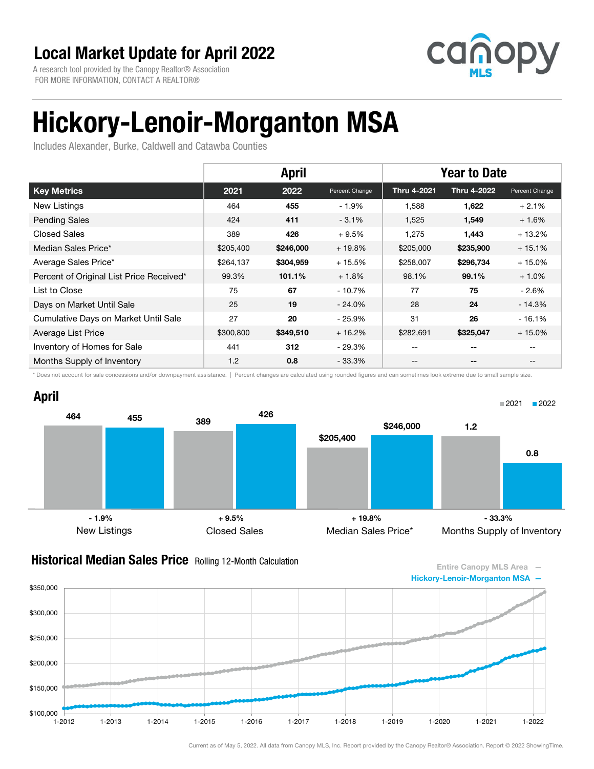# Local Market Update for April 2022

A research tool provided by the Canopy Realtor® Association
FOR MORE INFORMATION, CONTACT A REALTOR®

canopy MLS

# Hickory-Lenoir-Morganton MSA

Includes Alexander, Burke, Caldwell and Catawba Counties

| | April | | | Year to Date | | |
|---|---|---|---|---|---|---|
| **Key Metrics** | **2021** | **2022** | **Percent Change** | **Thru 4-2021** | **Thru 4-2022** | **Percent Change** |
| New Listings | 464 | **455** | - 1.9% | 1,588 | **1,622** | + 2.1% |
| Pending Sales | 424 | **411** | - 3.1% | 1,525 | **1,549** | + 1.6% |
| Closed Sales | 389 | **426** | + 9.5% | 1,275 | **1,443** | + 13.2% |
| Median Sales Price* | $205,400 | **$246,000** | + 19.8% | $205,000 | **$235,900** | + 15.1% |
| Average Sales Price* | $264,137 | **$304,959** | + 15.5% | $258,007 | **$296,734** | + 15.0% |
| Percent of Original List Price Received* | 99.3% | **101.1%** | + 1.8% | 98.1% | **99.1%** | + 1.0% |
| List to Close | 75 | **67** | - 10.7% | 77 | **75** | - 2.6% |
| Days on Market Until Sale | 25 | **19** | - 24.0% | 28 | **24** | - 14.3% |
| Cumulative Days on Market Until Sale | 27 | **20** | - 25.9% | 31 | **26** | - 16.1% |
| Average List Price | $300,800 | **$349,510** | + 16.2% | $282,691 | **$325,047** | + 15.0% |
| Inventory of Homes for Sale | 441 | **312** | - 29.3% | -- | **--** | -- |
| Months Supply of Inventory | 1.2 | **0.8** | - 33.3% | -- | **--** | -- |

\* Does not account for sale concessions and/or downpayment assistance. | Percent changes are calculated using rounded figures and can sometimes look extreme due to small sample size.

## April

2021 2022

464 455
- 1.9%
New Listings

389 426
+ 9.5%
Closed Sales

$205,400 $246,000
+ 19.8%
Median Sales Price*

1.2 0.8
- 33.3%
Months Supply of Inventory

## Historical Median Sales Price Rolling 12-Month Calculation

Entire Canopy MLS Area —
Hickory-Lenoir-Morganton MSA —

$350,000
$300,000
$250,000
$200,000
$150,000
$100,000

1-2012 1-2013 1-2014 1-2015 1-2016 1-2017 1-2018 1-2019 1-2020 1-2021 1-2022

Current as of May 5, 2022. All data from Canopy MLS, Inc. Report provided by the Canopy Realtor® Association. Report © 2022 ShowingTime.